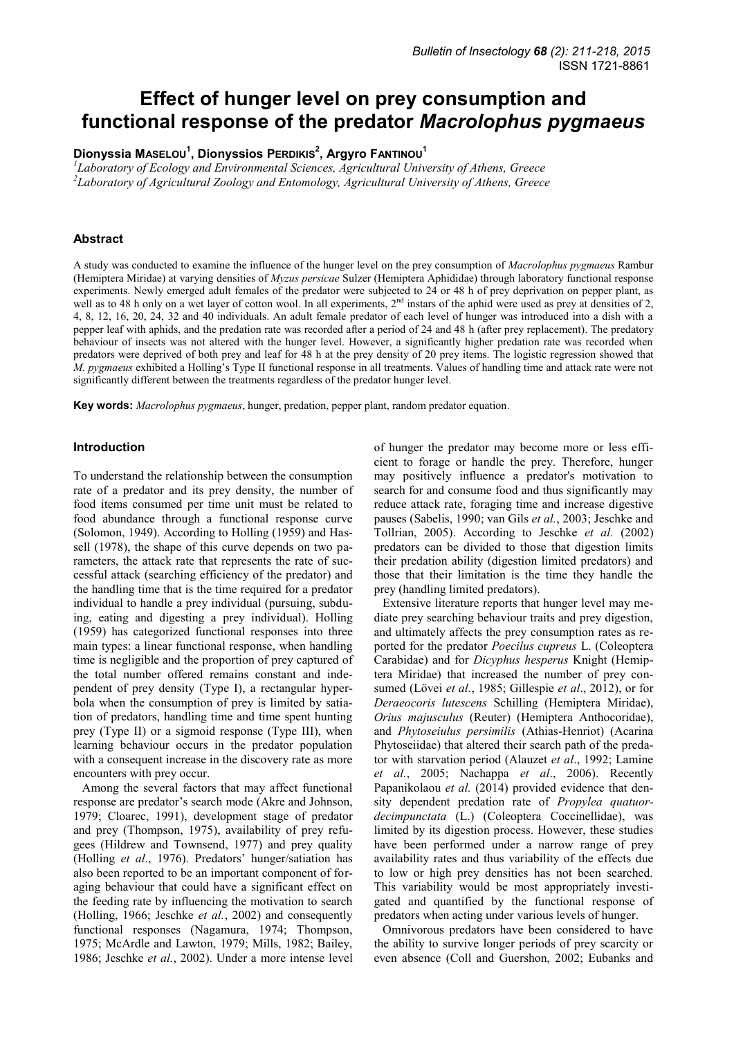# Effect of hunger level on prey consumption and functional response of the predator *Macrolophus pygmaeus*

**Dionyssia Maselou[1], Dionyssios Perdikis[2], Argyro Fantinou[1]**

[1]*Laboratory of Ecology and Environmental Sciences, Agricultural University of Athens, Greece*
[2]*Laboratory of Agricultural Zoology and Entomology, Agricultural University of Athens, Greece*

## Abstract

A study was conducted to examine the influence of the hunger level on the prey consumption of *Macrolophus pygmaeus* Rambur (Hemiptera Miridae) at varying densities of *Myzus persicae* Sulzer (Hemiptera Aphididae) through laboratory functional response experiments. Newly emerged adult females of the predator were subjected to 24 or 48 h of prey deprivation on pepper plant, as well as to 48 h only on a wet layer of cotton wool. In all experiments, 2nd instars of the aphid were used as prey at densities of 2, 4, 8, 12, 16, 20, 24, 32 and 40 individuals. An adult female predator of each level of hunger was introduced into a dish with a pepper leaf with aphids, and the predation rate was recorded after a period of 24 and 48 h (after prey replacement). The predatory behaviour of insects was not altered with the hunger level. However, a significantly higher predation rate was recorded when predators were deprived of both prey and leaf for 48 h at the prey density of 20 prey items. The logistic regression showed that *M. pygmaeus* exhibited a Holling's Type II functional response in all treatments. Values of handling time and attack rate were not significantly different between the treatments regardless of the predator hunger level.

**Key words:** *Macrolophus pygmaeus*, hunger, predation, pepper plant, random predator equation.

## Introduction

To understand the relationship between the consumption rate of a predator and its prey density, the number of food items consumed per time unit must be related to food abundance through a functional response curve (Solomon, 1949). According to Holling (1959) and Hassell (1978), the shape of this curve depends on two parameters, the attack rate that represents the rate of successful attack (searching efficiency of the predator) and the handling time that is the time required for a predator individual to handle a prey individual (pursuing, subduing, eating and digesting a prey individual). Holling (1959) has categorized functional responses into three main types: a linear functional response, when handling time is negligible and the proportion of prey captured of the total number offered remains constant and independent of prey density (Type I), a rectangular hyperbola when the consumption of prey is limited by satiation of predators, handling time and time spent hunting prey (Type II) or a sigmoid response (Type III), when learning behaviour occurs in the predator population with a consequent increase in the discovery rate as more encounters with prey occur.

Among the several factors that may affect functional response are predator's search mode (Akre and Johnson, 1979; Cloarec, 1991), development stage of predator and prey (Thompson, 1975), availability of prey refugees (Hildrew and Townsend, 1977) and prey quality (Holling *et al*., 1976). Predators' hunger/satiation has also been reported to be an important component of foraging behaviour that could have a significant effect on the feeding rate by influencing the motivation to search (Holling, 1966; Jeschke *et al.*, 2002) and consequently functional responses (Nagamura, 1974; Thompson, 1975; McArdle and Lawton, 1979; Mills, 1982; Bailey, 1986; Jeschke *et al.*, 2002). Under a more intense level of hunger the predator may become more or less efficient to forage or handle the prey. Therefore, hunger may positively influence a predator's motivation to search for and consume food and thus significantly may reduce attack rate, foraging time and increase digestive pauses (Sabelis, 1990; van Gils *et al.*, 2003; Jeschke and Tollrian, 2005). According to Jeschke *et al.* (2002) predators can be divided to those that digestion limits their predation ability (digestion limited predators) and those that their limitation is the time they handle the prey (handling limited predators).

Extensive literature reports that hunger level may mediate prey searching behaviour traits and prey digestion, and ultimately affects the prey consumption rates as reported for the predator *Poecilus cupreus* L. (Coleoptera Carabidae) and for *Dicyphus hesperus* Knight (Hemiptera Miridae) that increased the number of prey consumed (Lövei *et al.*, 1985; Gillespie *et al*., 2012), or for *Deraeocoris lutescens* Schilling (Hemiptera Miridae), *Orius majusculus* (Reuter) (Hemiptera Anthocoridae), and *Phytoseiulus persimilis* (Athias-Henriot) (Acarina Phytoseiidae) that altered their search path of the predator with starvation period (Alauzet *et al*., 1992; Lamine *et al.*, 2005; Nachappa *et al*., 2006). Recently Papanikolaou *et al.* (2014) provided evidence that density dependent predation rate of *Propylea quatuordecimpunctata* (L.) (Coleoptera Coccinellidae), was limited by its digestion process. However, these studies have been performed under a narrow range of prey availability rates and thus variability of the effects due to low or high prey densities has not been searched. This variability would be most appropriately investigated and quantified by the functional response of predators when acting under various levels of hunger.

Omnivorous predators have been considered to have the ability to survive longer periods of prey scarcity or even absence (Coll and Guershon, 2002; Eubanks and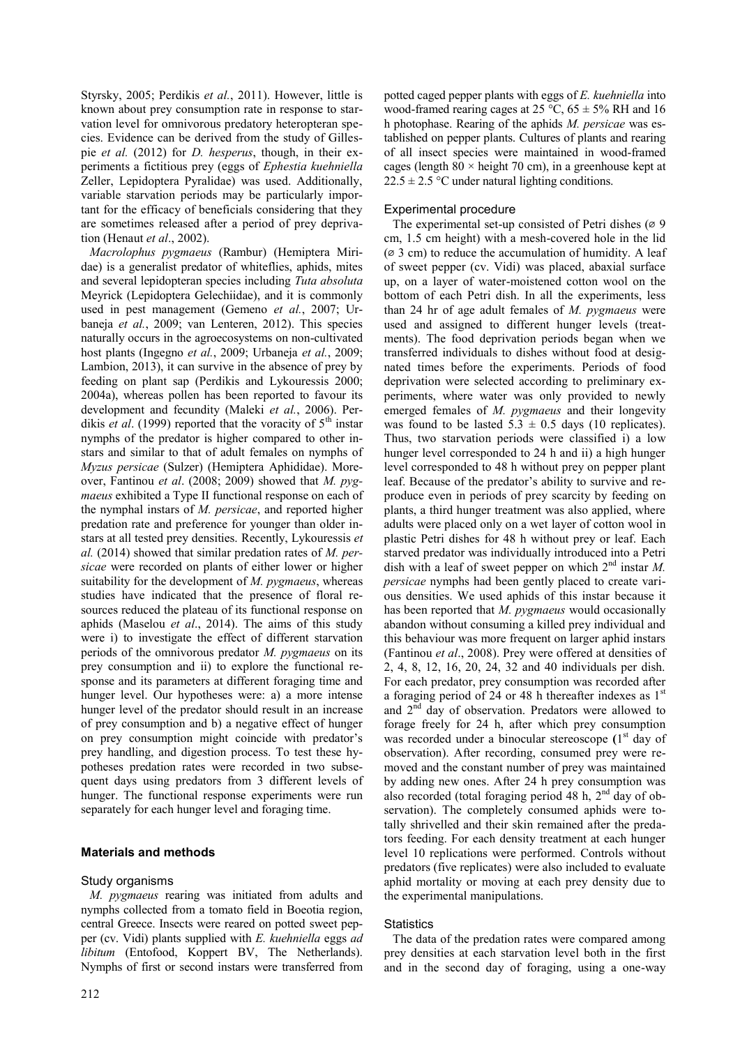Styrsky, 2005; Perdikis *et al.*, 2011). However, little is known about prey consumption rate in response to starvation level for omnivorous predatory heteropteran species. Evidence can be derived from the study of Gillespie *et al.* (2012) for *D. hesperus*, though, in their experiments a fictitious prey (eggs of *Ephestia kuehniella* Zeller, Lepidoptera Pyralidae) was used. Additionally, variable starvation periods may be particularly important for the efficacy of beneficials considering that they are sometimes released after a period of prey deprivation (Henaut *et al*., 2002).

*Macrolophus pygmaeus* (Rambur) (Hemiptera Miridae) is a generalist predator of whiteflies, aphids, mites and several lepidopteran species including *Tuta absoluta* Meyrick (Lepidoptera Gelechiidae), and it is commonly used in pest management (Gemeno *et al.*, 2007; Urbaneja *et al.*, 2009; van Lenteren, 2012). This species naturally occurs in the agroecosystems on non-cultivated host plants (Ingegno *et al.*, 2009; Urbaneja *et al.*, 2009; Lambion, 2013), it can survive in the absence of prey by feeding on plant sap (Perdikis and Lykouressis 2000; 2004a), whereas pollen has been reported to favour its development and fecundity (Maleki *et al.*, 2006). Perdikis *et al*. (1999) reported that the voracity of 5[th] instar nymphs of the predator is higher compared to other instars and similar to that of adult females on nymphs of *Myzus persicae* (Sulzer) (Hemiptera Aphididae). Moreover, Fantinou *et al*. (2008; 2009) showed that *M. pygmaeus* exhibited a Type II functional response on each of the nymphal instars of *M. persicae*, and reported higher predation rate and preference for younger than older instars at all tested prey densities. Recently, Lykouressis *et al.* (2014) showed that similar predation rates of *M. persicae* were recorded on plants of either lower or higher suitability for the development of *M. pygmaeus*, whereas studies have indicated that the presence of floral resources reduced the plateau of its functional response on aphids (Maselou *et al*., 2014). The aims of this study were i) to investigate the effect of different starvation periods of the omnivorous predator *M. pygmaeus* on its prey consumption and ii) to explore the functional response and its parameters at different foraging time and hunger level. Our hypotheses were: a) a more intense hunger level of the predator should result in an increase of prey consumption and b) a negative effect of hunger on prey consumption might coincide with predator's prey handling, and digestion process. To test these hypotheses predation rates were recorded in two subsequent days using predators from 3 different levels of hunger. The functional response experiments were run separately for each hunger level and foraging time.

## Materials and methods

### Study organisms

*M. pygmaeus* rearing was initiated from adults and nymphs collected from a tomato field in Boeotia region, central Greece. Insects were reared on potted sweet pepper (cv. Vidi) plants supplied with *E. kuehniella* eggs *ad libitum* (Entofood, Koppert BV, The Netherlands). Nymphs of first or second instars were transferred from potted caged pepper plants with eggs of *E. kuehniella* into wood-framed rearing cages at 25 °C, 65 ± 5% RH and 16 h photophase. Rearing of the aphids *M. persicae* was established on pepper plants. Cultures of plants and rearing of all insect species were maintained in wood-framed cages (length 80 × height 70 cm), in a greenhouse kept at 22.5 ± 2.5 °C under natural lighting conditions.

### Experimental procedure

The experimental set-up consisted of Petri dishes (⌀ 9 cm, 1.5 cm height) with a mesh-covered hole in the lid (⌀ 3 cm) to reduce the accumulation of humidity. A leaf of sweet pepper (cv. Vidi) was placed, abaxial surface up, on a layer of water-moistened cotton wool on the bottom of each Petri dish. In all the experiments, less than 24 hr of age adult females of *M. pygmaeus* were used and assigned to different hunger levels (treatments). The food deprivation periods began when we transferred individuals to dishes without food at designated times before the experiments. Periods of food deprivation were selected according to preliminary experiments, where water was only provided to newly emerged females of *M. pygmaeus* and their longevity was found to be lasted 5.3 ± 0.5 days (10 replicates). Thus, two starvation periods were classified i) a low hunger level corresponded to 24 h and ii) a high hunger level corresponded to 48 h without prey on pepper plant leaf. Because of the predator's ability to survive and reproduce even in periods of prey scarcity by feeding on plants, a third hunger treatment was also applied, where adults were placed only on a wet layer of cotton wool in plastic Petri dishes for 48 h without prey or leaf. Each starved predator was individually introduced into a Petri dish with a leaf of sweet pepper on which 2[nd] instar *M. persicae* nymphs had been gently placed to create various densities. We used aphids of this instar because it has been reported that *M. pygmaeus* would occasionally abandon without consuming a killed prey individual and this behaviour was more frequent on larger aphid instars (Fantinou *et al*., 2008). Prey were offered at densities of 2, 4, 8, 12, 16, 20, 24, 32 and 40 individuals per dish. For each predator, prey consumption was recorded after a foraging period of 24 or 48 h thereafter indexes as 1[st] and 2[nd] day of observation. Predators were allowed to forage freely for 24 h, after which prey consumption was recorded under a binocular stereoscope (1[st] day of observation). After recording, consumed prey were removed and the constant number of prey was maintained by adding new ones. After 24 h prey consumption was also recorded (total foraging period 48 h, 2[nd] day of observation). The completely consumed aphids were totally shrivelled and their skin remained after the predators feeding. For each density treatment at each hunger level 10 replications were performed. Controls without predators (five replicates) were also included to evaluate aphid mortality or moving at each prey density due to the experimental manipulations.

### Statistics

The data of the predation rates were compared among prey densities at each starvation level both in the first and in the second day of foraging, using a one-way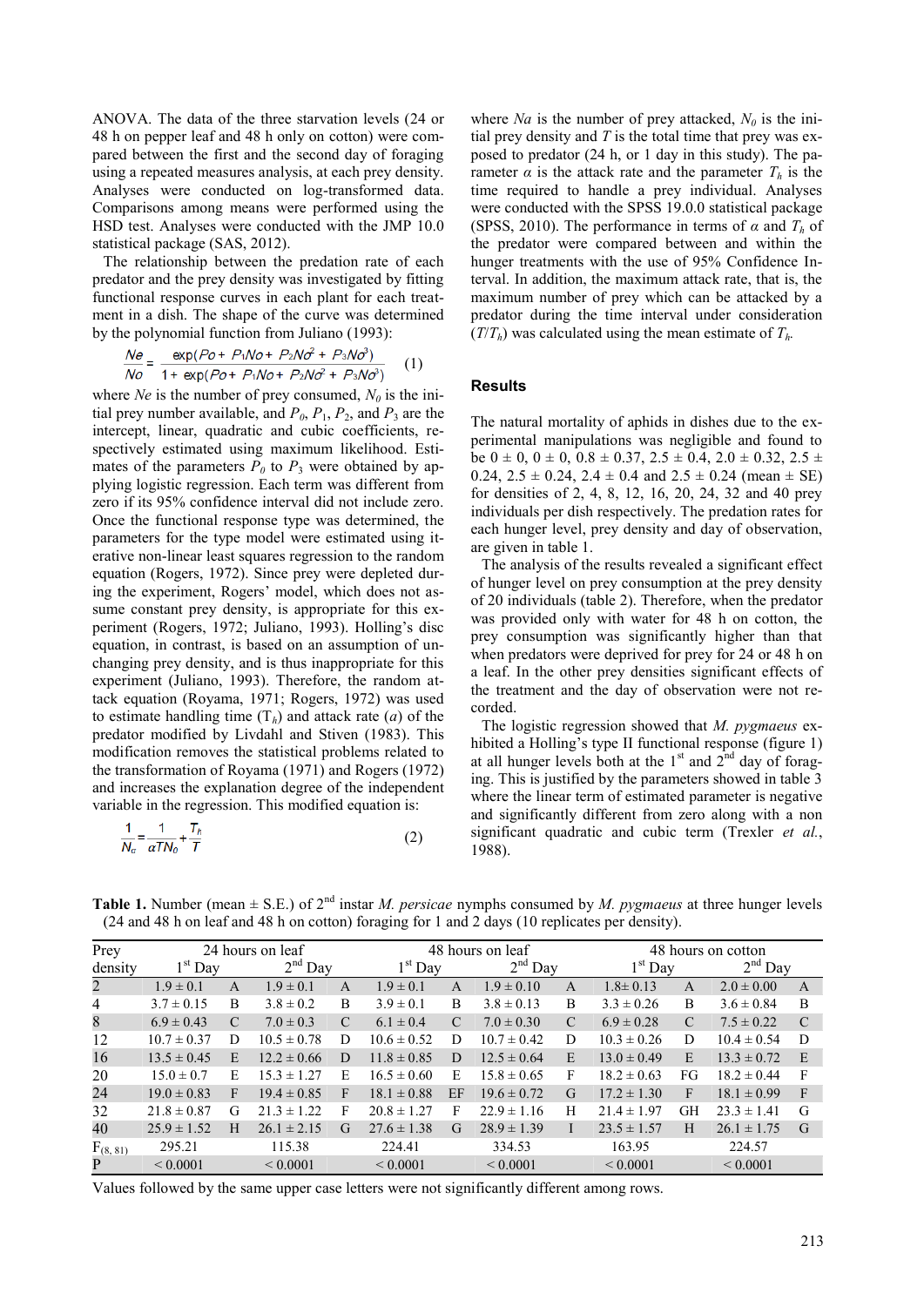ANOVA. The data of the three starvation levels (24 or 48 h on pepper leaf and 48 h only on cotton) were compared between the first and the second day of foraging using a repeated measures analysis, at each prey density. Analyses were conducted on log-transformed data. Comparisons among means were performed using the HSD test. Analyses were conducted with the JMP 10.0 statistical package (SAS, 2012).

The relationship between the predation rate of each predator and the prey density was investigated by fitting functional response curves in each plant for each treatment in a dish. The shape of the curve was determined by the polynomial function from Juliano (1993):

$$\frac{Ne}{No} = \frac{\exp(Po + P_1No + P_2No^2 + P_3No^3)}{1 + \exp(Po + P_1No + P_2No^2 + P_3No^3)} \quad (1)$$

where $Ne$ is the number of prey consumed, $N_0$ is the initial prey number available, and $P_0$, $P_1$, $P_2$, and $P_3$ are the intercept, linear, quadratic and cubic coefficients, respectively estimated using maximum likelihood. Estimates of the parameters $P_0$ to $P_3$ were obtained by applying logistic regression. Each term was different from zero if its 95% confidence interval did not include zero. Once the functional response type was determined, the parameters for the type model were estimated using iterative non-linear least squares regression to the random equation (Rogers, 1972). Since prey were depleted during the experiment, Rogers' model, which does not assume constant prey density, is appropriate for this experiment (Rogers, 1972; Juliano, 1993). Holling's disc equation, in contrast, is based on an assumption of unchanging prey density, and is thus inappropriate for this experiment (Juliano, 1993). Therefore, the random attack equation (Royama, 1971; Rogers, 1972) was used to estimate handling time ($T_h$) and attack rate ($a$) of the predator modified by Livdahl and Stiven (1983). This modification removes the statistical problems related to the transformation of Royama (1971) and Rogers (1972) and increases the explanation degree of the independent variable in the regression. This modified equation is:

$$\frac{1}{N_a} = \frac{1}{\alpha T N_0} + \frac{T_h}{T} \quad (2)$$

where $Na$ is the number of prey attacked, $N_0$ is the initial prey density and $T$ is the total time that prey was exposed to predator (24 h, or 1 day in this study). The parameter $\alpha$ is the attack rate and the parameter $T_h$ is the time required to handle a prey individual. Analyses were conducted with the SPSS 19.0.0 statistical package (SPSS, 2010). The performance in terms of $\alpha$ and $T_h$ of the predator were compared between and within the hunger treatments with the use of 95% Confidence Interval. In addition, the maximum attack rate, that is, the maximum number of prey which can be attacked by a predator during the time interval under consideration ($T/T_h$) was calculated using the mean estimate of $T_h$.

## Results

The natural mortality of aphids in dishes due to the experimental manipulations was negligible and found to be 0 ± 0, 0 ± 0, 0.8 ± 0.37, 2.5 ± 0.4, 2.0 ± 0.32, 2.5 ± 0.24, 2.5 ± 0.24, 2.4 ± 0.4 and 2.5 ± 0.24 (mean ± SE) for densities of 2, 4, 8, 12, 16, 20, 24, 32 and 40 prey individuals per dish respectively. The predation rates for each hunger level, prey density and day of observation, are given in table 1.

The analysis of the results revealed a significant effect of hunger level on prey consumption at the prey density of 20 individuals (table 2). Therefore, when the predator was provided only with water for 48 h on cotton, the prey consumption was significantly higher than that when predators were deprived for prey for 24 or 48 h on a leaf. In the other prey densities significant effects of the treatment and the day of observation were not recorded.

The logistic regression showed that *M. pygmaeus* exhibited a Holling's type II functional response (figure 1) at all hunger levels both at the 1st and 2nd day of foraging. This is justified by the parameters showed in table 3 where the linear term of estimated parameter is negative and significantly different from zero along with a non significant quadratic and cubic term (Trexler *et al.*, 1988).

**Table 1.** Number (mean ± S.E.) of 2nd instar *M. persicae* nymphs consumed by *M. pygmaeus* at three hunger levels (24 and 48 h on leaf and 48 h on cotton) foraging for 1 and 2 days (10 replicates per density).

| Prey | 24 hours on leaf | | | | 48 hours on leaf | | | | 48 hours on cotton | | | |
|---|---|---|---|---|---|---|---|---|---|---|---|---|
| density | 1st Day | | 2nd Day | | 1st Day | | 2nd Day | | 1st Day | | 2nd Day | |
| 2 | 1.9 ± 0.1 | A | 1.9 ± 0.1 | A | 1.9 ± 0.1 | A | 1.9 ± 0.10 | A | 1.8± 0.13 | A | 2.0 ± 0.00 | A |
| 4 | 3.7 ± 0.15 | B | 3.8 ± 0.2 | B | 3.9 ± 0.1 | B | 3.8 ± 0.13 | B | 3.3 ± 0.26 | B | 3.6 ± 0.84 | B |
| 8 | 6.9 ± 0.43 | C | 7.0 ± 0.3 | C | 6.1 ± 0.4 | C | 7.0 ± 0.30 | C | 6.9 ± 0.28 | C | 7.5 ± 0.22 | C |
| 12 | 10.7 ± 0.37 | D | 10.5 ± 0.78 | D | 10.6 ± 0.52 | D | 10.7 ± 0.42 | D | 10.3 ± 0.26 | D | 10.4 ± 0.54 | D |
| 16 | 13.5 ± 0.45 | E | 12.2 ± 0.66 | D | 11.8 ± 0.85 | D | 12.5 ± 0.64 | E | 13.0 ± 0.49 | E | 13.3 ± 0.72 | E |
| 20 | 15.0 ± 0.7 | E | 15.3 ± 1.27 | E | 16.5 ± 0.60 | E | 15.8 ± 0.65 | F | 18.2 ± 0.63 | FG | 18.2 ± 0.44 | F |
| 24 | 19.0 ± 0.83 | F | 19.4 ± 0.85 | F | 18.1 ± 0.88 | EF | 19.6 ± 0.72 | G | 17.2 ± 1.30 | F | 18.1 ± 0.99 | F |
| 32 | 21.8 ± 0.87 | G | 21.3 ± 1.22 | F | 20.8 ± 1.27 | F | 22.9 ± 1.16 | H | 21.4 ± 1.97 | GH | 23.3 ± 1.41 | G |
| 40 | 25.9 ± 1.52 | H | 26.1 ± 2.15 | G | 27.6 ± 1.38 | G | 28.9 ± 1.39 | I | 23.5 ± 1.57 | H | 26.1 ± 1.75 | G |
| $F_{(8, 81)}$ | 295.21 | | 115.38 | | 224.41 | | 334.53 | | 163.95 | | 224.57 | |
| P | < 0.0001 | | < 0.0001 | | < 0.0001 | | < 0.0001 | | < 0.0001 | | < 0.0001 | |

Values followed by the same upper case letters were not significantly different among rows.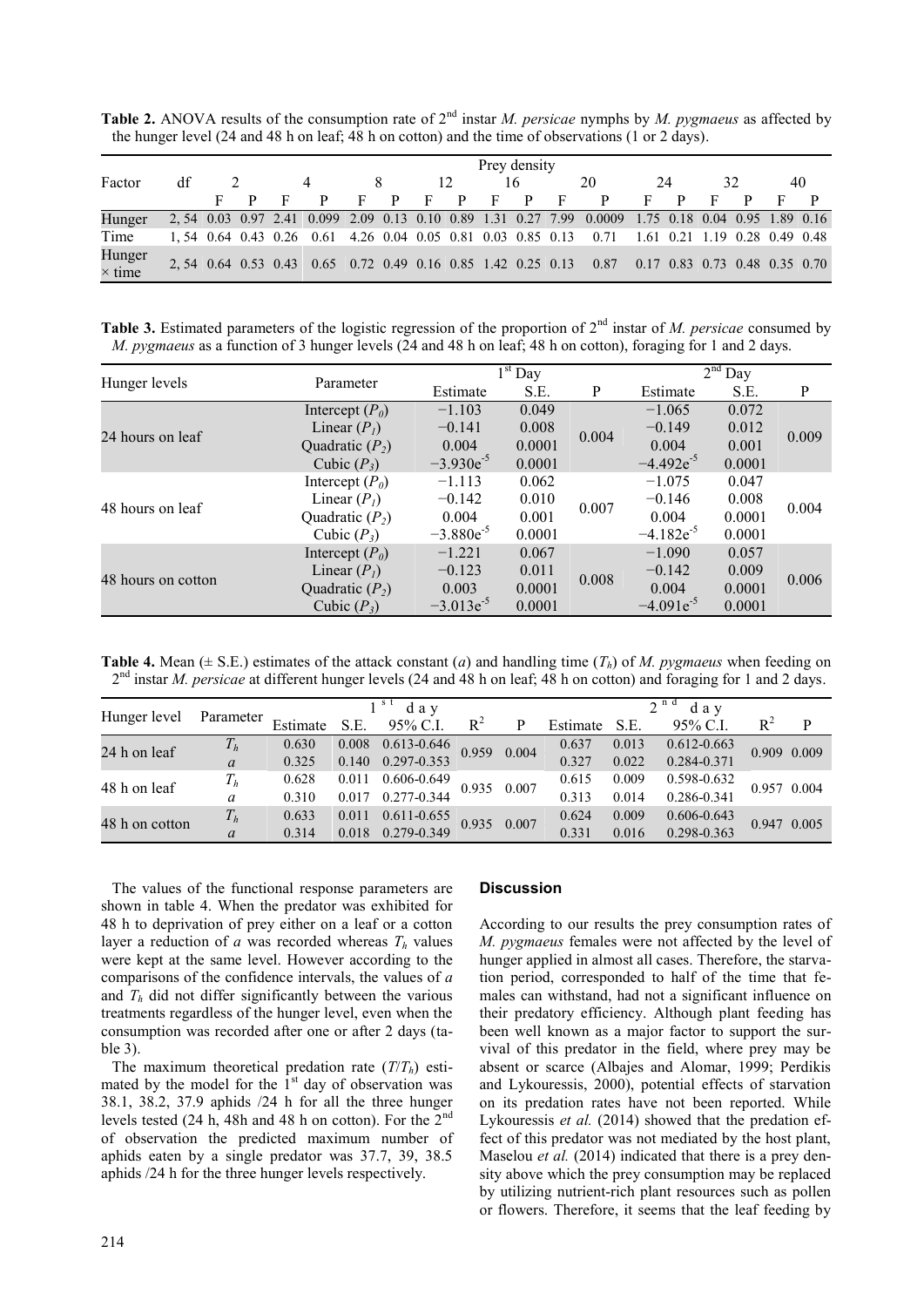**Table 2.** ANOVA results of the consumption rate of 2[nd] instar *M. persicae* nymphs by *M. pygmaeus* as affected by the hunger level (24 and 48 h on leaf; 48 h on cotton) and the time of observations (1 or 2 days).

| Factor | df | Prey density 2 | | 4 | | 8 | | 12 | | 16 | | 20 | | 24 | | 32 | | 40 | |
|---|---|---|---|---|---|---|---|---|---|---|---|---|---|---|---|---|---|---|---|
| | | F | P | F | P | F | P | F | P | F | P | F | P | F | P | F | P | F | P |
| Hunger | 2, 54 | 0.03 | 0.97 | 2.41 | 0.099 | 2.09 | 0.13 | 0.10 | 0.89 | 1.31 | 0.27 | 7.99 | 0.0009 | 1.75 | 0.18 | 0.04 | 0.95 | 1.89 | 0.16 |
| Time | 1, 54 | 0.64 | 0.43 | 0.26 | 0.61 | 4.26 | 0.04 | 0.05 | 0.81 | 0.03 | 0.85 | 0.13 | 0.71 | 1.61 | 0.21 | 1.19 | 0.28 | 0.49 | 0.48 |
| Hunger × time | 2, 54 | 0.64 | 0.53 | 0.43 | 0.65 | 0.72 | 0.49 | 0.16 | 0.85 | 1.42 | 0.25 | 0.13 | 0.87 | 0.17 | 0.83 | 0.73 | 0.48 | 0.35 | 0.70 |

**Table 3.** Estimated parameters of the logistic regression of the proportion of 2[nd] instar of *M. persicae* consumed by *M. pygmaeus* as a function of 3 hunger levels (24 and 48 h on leaf; 48 h on cotton), foraging for 1 and 2 days.

| Hunger levels | Parameter | 1[st] Day Estimate | S.E. | P | 2[nd] Day Estimate | S.E. | P |
|---|---|---|---|---|---|---|---|
| 24 hours on leaf | Intercept ($P_0$) | −1.103 | 0.049 | 0.004 | −1.065 | 0.072 | 0.009 |
| | Linear ($P_1$) | −0.141 | 0.008 | | −0.149 | 0.012 | |
| | Quadratic ($P_2$) | 0.004 | 0.0001 | | 0.004 | 0.001 | |
| | Cubic ($P_3$) | $-3.930e^{-5}$ | 0.0001 | | $-4.492e^{-5}$ | 0.0001 | |
| 48 hours on leaf | Intercept ($P_0$) | −1.113 | 0.062 | 0.007 | −1.075 | 0.047 | 0.004 |
| | Linear ($P_1$) | −0.142 | 0.010 | | −0.146 | 0.008 | |
| | Quadratic ($P_2$) | 0.004 | 0.001 | | 0.004 | 0.0001 | |
| | Cubic ($P_3$) | $-3.880e^{-5}$ | 0.0001 | | $-4.182e^{-5}$ | 0.0001 | |
| 48 hours on cotton | Intercept ($P_0$) | −1.221 | 0.067 | 0.008 | −1.090 | 0.057 | 0.006 |
| | Linear ($P_1$) | −0.123 | 0.011 | | −0.142 | 0.009 | |
| | Quadratic ($P_2$) | 0.003 | 0.0001 | | 0.004 | 0.0001 | |
| | Cubic ($P_3$) | $-3.013e^{-5}$ | 0.0001 | | $-4.091e^{-5}$ | 0.0001 | |

**Table 4.** Mean (± S.E.) estimates of the attack constant ($a$) and handling time ($T_h$) of *M. pygmaeus* when feeding on 2[nd] instar *M. persicae* at different hunger levels (24 and 48 h on leaf; 48 h on cotton) and foraging for 1 and 2 days.

| Hunger level | Parameter | 1[st] day Estimate | S.E. | 95% C.I. | $R^2$ | P | 2[nd] day Estimate | S.E. | 95% C.I. | $R^2$ | P |
|---|---|---|---|---|---|---|---|---|---|---|---|
| 24 h on leaf | $T_h$ | 0.630 | 0.008 | 0.613-0.646 | 0.959 | 0.004 | 0.637 | 0.013 | 0.612-0.663 | 0.909 | 0.009 |
| | $a$ | 0.325 | 0.140 | 0.297-0.353 | | | 0.327 | 0.022 | 0.284-0.371 | | |
| 48 h on leaf | $T_h$ | 0.628 | 0.011 | 0.606-0.649 | 0.935 | 0.007 | 0.615 | 0.009 | 0.598-0.632 | 0.957 | 0.004 |
| | $a$ | 0.310 | 0.017 | 0.277-0.344 | | | 0.313 | 0.014 | 0.286-0.341 | | |
| 48 h on cotton | $T_h$ | 0.633 | 0.011 | 0.611-0.655 | 0.935 | 0.007 | 0.624 | 0.009 | 0.606-0.643 | 0.947 | 0.005 |
| | $a$ | 0.314 | 0.018 | 0.279-0.349 | | | 0.331 | 0.016 | 0.298-0.363 | | |

The values of the functional response parameters are shown in table 4. When the predator was exhibited for 48 h to deprivation of prey either on a leaf or a cotton layer a reduction of $a$ was recorded whereas $T_h$ values were kept at the same level. However according to the comparisons of the confidence intervals, the values of $a$ and $T_h$ did not differ significantly between the various treatments regardless of the hunger level, even when the consumption was recorded after one or after 2 days (table 3).

The maximum theoretical predation rate ($T/T_h$) estimated by the model for the 1[st] day of observation was 38.1, 38.2, 37.9 aphids /24 h for all the three hunger levels tested (24 h, 48h and 48 h on cotton). For the 2[nd] of observation the predicted maximum number of aphids eaten by a single predator was 37.7, 39, 38.5 aphids /24 h for the three hunger levels respectively.

## Discussion

According to our results the prey consumption rates of *M. pygmaeus* females were not affected by the level of hunger applied in almost all cases. Therefore, the starvation period, corresponded to half of the time that females can withstand, had not a significant influence on their predatory efficiency. Although plant feeding has been well known as a major factor to support the survival of this predator in the field, where prey may be absent or scarce (Albajes and Alomar, 1999; Perdikis and Lykouressis, 2000), potential effects of starvation on its predation rates have not been reported. While Lykouressis *et al.* (2014) showed that the predation effect of this predator was not mediated by the host plant, Maselou *et al.* (2014) indicated that there is a prey density above which the prey consumption may be replaced by utilizing nutrient-rich plant resources such as pollen or flowers. Therefore, it seems that the leaf feeding by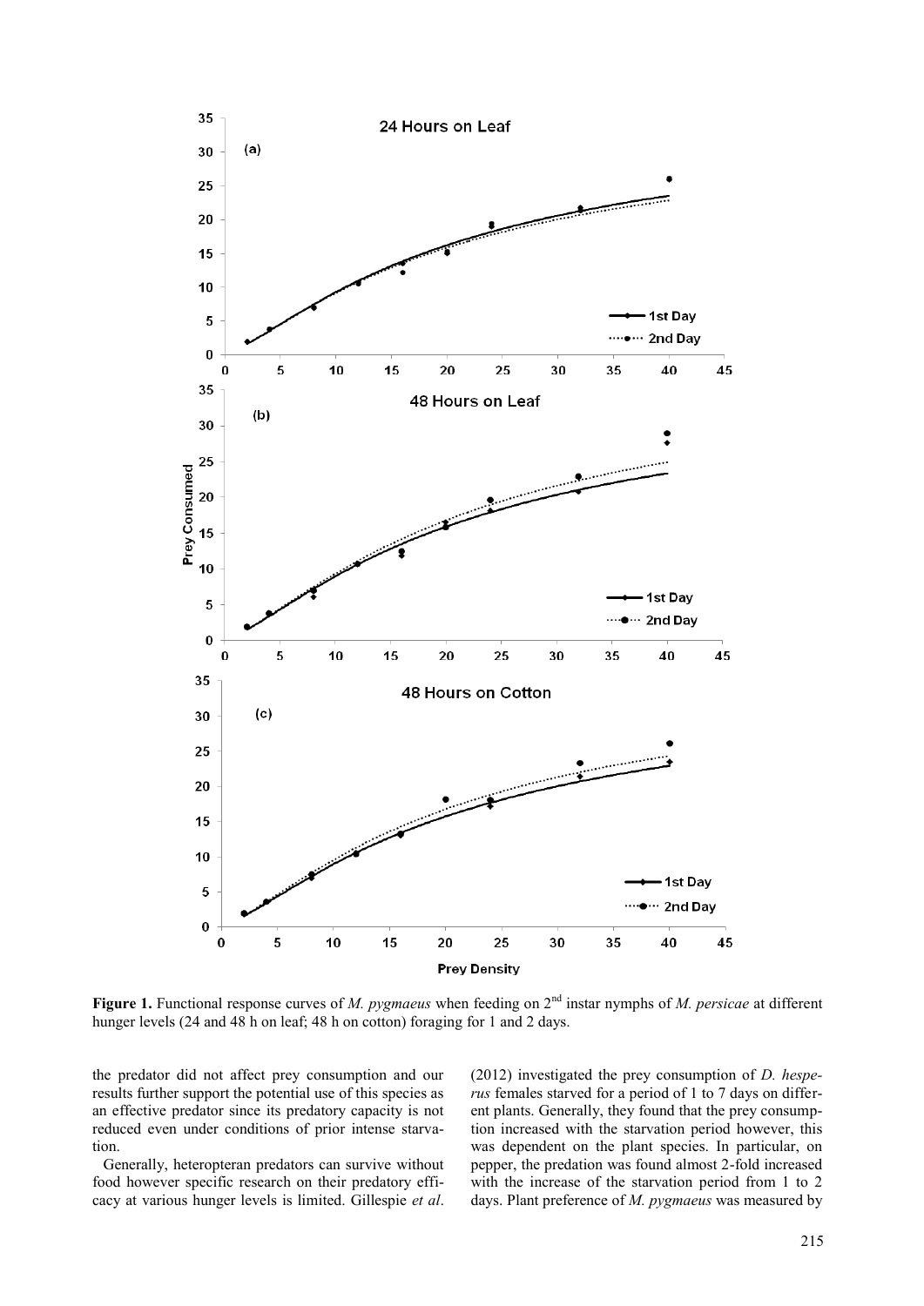**Figure 1.** Functional response curves of *M. pygmaeus* when feeding on 2[nd] instar nymphs of *M. persicae* at different hunger levels (24 and 48 h on leaf; 48 h on cotton) foraging for 1 and 2 days.

the predator did not affect prey consumption and our results further support the potential use of this species as an effective predator since its predatory capacity is not reduced even under conditions of prior intense starvation.

Generally, heteropteran predators can survive without food however specific research on their predatory efficacy at various hunger levels is limited. Gillespie *et al*. (2012) investigated the prey consumption of *D. hesperus* females starved for a period of 1 to 7 days on different plants. Generally, they found that the prey consumption increased with the starvation period however, this was dependent on the plant species. In particular, on pepper, the predation was found almost 2-fold increased with the increase of the starvation period from 1 to 2 days. Plant preference of *M. pygmaeus* was measured by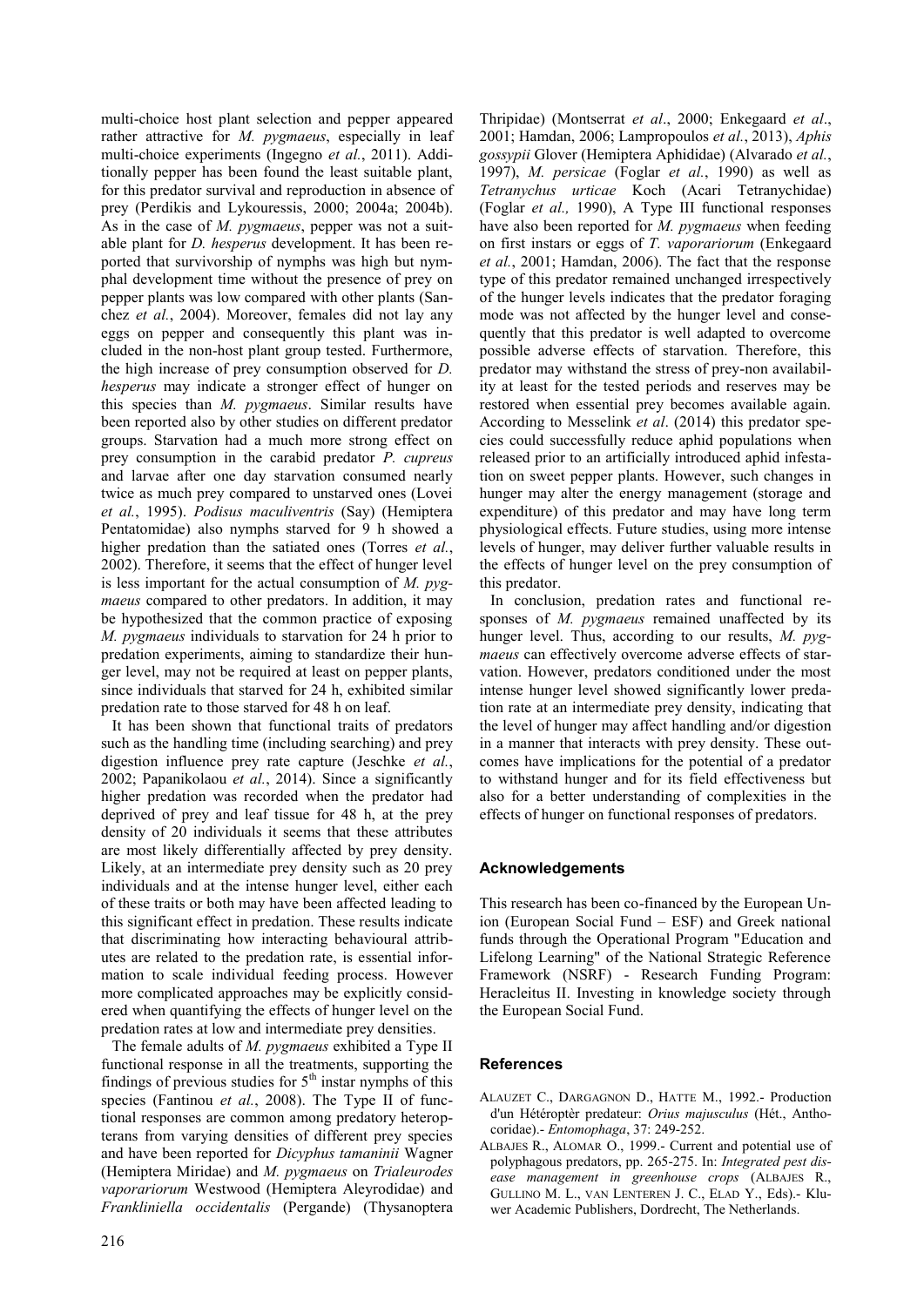multi-choice host plant selection and pepper appeared rather attractive for *M. pygmaeus*, especially in leaf multi-choice experiments (Ingegno *et al.*, 2011). Additionally pepper has been found the least suitable plant, for this predator survival and reproduction in absence of prey (Perdikis and Lykouressis, 2000; 2004a; 2004b). As in the case of *M. pygmaeus*, pepper was not a suitable plant for *D. hesperus* development. It has been reported that survivorship of nymphs was high but nymphal development time without the presence of prey on pepper plants was low compared with other plants (Sanchez *et al.*, 2004). Moreover, females did not lay any eggs on pepper and consequently this plant was included in the non-host plant group tested. Furthermore, the high increase of prey consumption observed for *D. hesperus* may indicate a stronger effect of hunger on this species than *M. pygmaeus*. Similar results have been reported also by other studies on different predator groups. Starvation had a much more strong effect on prey consumption in the carabid predator *P. cupreus* and larvae after one day starvation consumed nearly twice as much prey compared to unstarved ones (Lovei *et al.*, 1995). *Podisus maculiventris* (Say) (Hemiptera Pentatomidae) also nymphs starved for 9 h showed a higher predation than the satiated ones (Torres *et al.*, 2002). Therefore, it seems that the effect of hunger level is less important for the actual consumption of *M. pygmaeus* compared to other predators. In addition, it may be hypothesized that the common practice of exposing *M. pygmaeus* individuals to starvation for 24 h prior to predation experiments, aiming to standardize their hunger level, may not be required at least on pepper plants, since individuals that starved for 24 h, exhibited similar predation rate to those starved for 48 h on leaf.

It has been shown that functional traits of predators such as the handling time (including searching) and prey digestion influence prey rate capture (Jeschke *et al.*, 2002; Papanikolaou *et al.*, 2014). Since a significantly higher predation was recorded when the predator had deprived of prey and leaf tissue for 48 h, at the prey density of 20 individuals it seems that these attributes are most likely differentially affected by prey density. Likely, at an intermediate prey density such as 20 prey individuals and at the intense hunger level, either each of these traits or both may have been affected leading to this significant effect in predation. These results indicate that discriminating how interacting behavioural attributes are related to the predation rate, is essential information to scale individual feeding process. However more complicated approaches may be explicitly considered when quantifying the effects of hunger level on the predation rates at low and intermediate prey densities.

The female adults of *M. pygmaeus* exhibited a Type II functional response in all the treatments, supporting the findings of previous studies for $5^{th}$ instar nymphs of this species (Fantinou *et al.*, 2008). The Type II of functional responses are common among predatory heteropterans from varying densities of different prey species and have been reported for *Dicyphus tamaninii* Wagner (Hemiptera Miridae) and *M. pygmaeus* on *Trialeurodes vaporariorum* Westwood (Hemiptera Aleyrodidae) and *Frankliniella occidentalis* (Pergande) (Thysanoptera Thripidae) (Montserrat *et al*., 2000; Enkegaard *et al*., 2001; Hamdan, 2006; Lampropoulos *et al.*, 2013), *Aphis gossypii* Glover (Hemiptera Aphididae) (Alvarado *et al.*, 1997), *M. persicae* (Foglar *et al.*, 1990) as well as *Tetranychus urticae* Koch (Acari Tetranychidae) (Foglar *et al.,* 1990), A Type III functional responses have also been reported for *M. pygmaeus* when feeding on first instars or eggs of *T. vaporariorum* (Enkegaard *et al.*, 2001; Hamdan, 2006). The fact that the response type of this predator remained unchanged irrespectively of the hunger levels indicates that the predator foraging mode was not affected by the hunger level and consequently that this predator is well adapted to overcome possible adverse effects of starvation. Therefore, this predator may withstand the stress of prey-non availability at least for the tested periods and reserves may be restored when essential prey becomes available again. According to Messelink *et al*. (2014) this predator species could successfully reduce aphid populations when released prior to an artificially introduced aphid infestation on sweet pepper plants. However, such changes in hunger may alter the energy management (storage and expenditure) of this predator and may have long term physiological effects. Future studies, using more intense levels of hunger, may deliver further valuable results in the effects of hunger level on the prey consumption of this predator.

In conclusion, predation rates and functional responses of *M. pygmaeus* remained unaffected by its hunger level. Thus, according to our results, *M. pygmaeus* can effectively overcome adverse effects of starvation. However, predators conditioned under the most intense hunger level showed significantly lower predation rate at an intermediate prey density, indicating that the level of hunger may affect handling and/or digestion in a manner that interacts with prey density. These outcomes have implications for the potential of a predator to withstand hunger and for its field effectiveness but also for a better understanding of complexities in the effects of hunger on functional responses of predators.

## Acknowledgements

This research has been co-financed by the European Union (European Social Fund – ESF) and Greek national funds through the Operational Program "Education and Lifelong Learning" of the National Strategic Reference Framework (NSRF) - Research Funding Program: Heracleitus II. Investing in knowledge society through the European Social Fund.

## References

ALAUZET C., DARGAGNON D., HATTE M., 1992.- Production d'un Hétéroptèr predateur: *Orius majusculus* (Hét., Anthocoridae).- *Entomophaga*, 37: 249-252.

ALBAJES R., ALOMAR O., 1999.- Current and potential use of polyphagous predators, pp. 265-275. In: *Integrated pest disease management in greenhouse crops* (ALBAJES R., GULLINO M. L., VAN LENTEREN J. C., ELAD Y., Eds).- Kluwer Academic Publishers, Dordrecht, The Netherlands.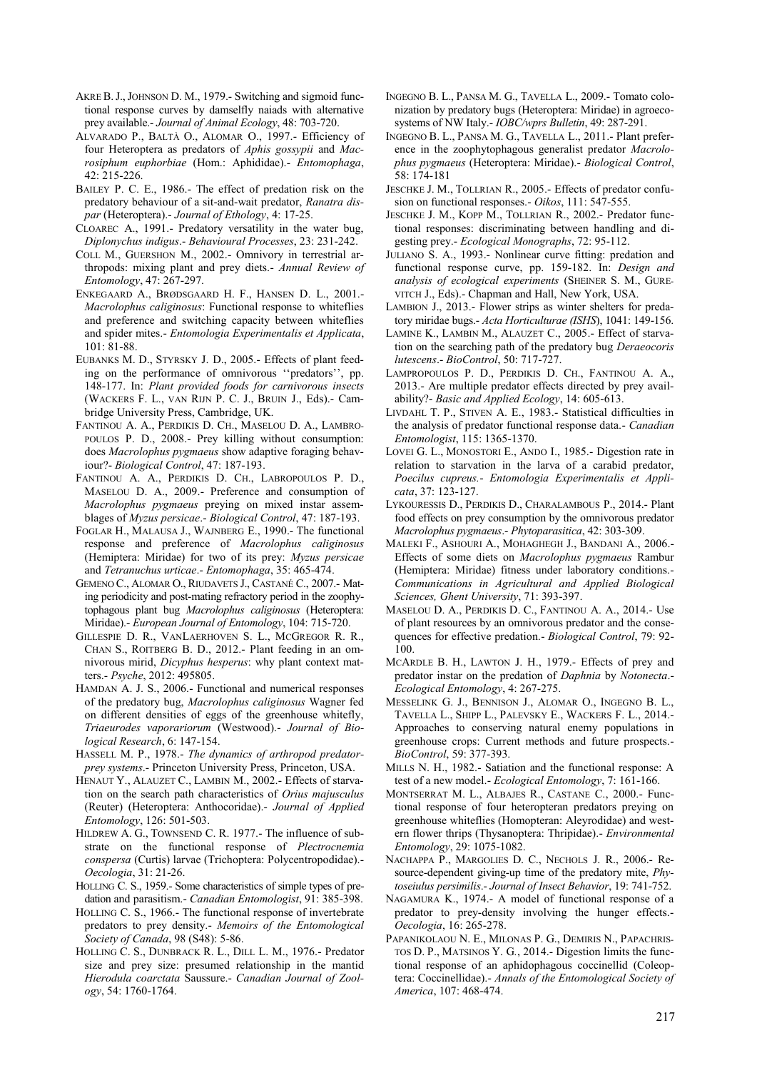AKRE B. J., JOHNSON D. M., 1979.- Switching and sigmoid functional response curves by damselfly naiads with alternative prey available.- *Journal of Animal Ecology*, 48: 703-720.

ALVARADO P., BALTÀ O., ALOMAR O., 1997.- Efficiency of four Heteroptera as predators of *Aphis gossypii* and *Macrosiphum euphorbiae* (Hom.: Aphididae).- *Entomophaga*, 42: 215-226.

BAILEY P. C. E., 1986.- The effect of predation risk on the predatory behaviour of a sit-and-wait predator, *Ranatra dispar* (Heteroptera).- *Journal of Ethology*, 4: 17-25.

CLOAREC A., 1991.- Predatory versatility in the water bug, *Diplonychus indigus*.- *Behavioural Processes*, 23: 231-242.

COLL M., GUERSHON M., 2002.- Omnivory in terrestrial arthropods: mixing plant and prey diets.- *Annual Review of Entomology*, 47: 267-297.

ENKEGAARD A., BRØDSGAARD H. F., HANSEN D. L., 2001.- *Macrolophus caliginosus*: Functional response to whiteflies and preference and switching capacity between whiteflies and spider mites.- *Entomologia Experimentalis et Applicata*, 101: 81-88.

EUBANKS M. D., STYRSKY J. D., 2005.- Effects of plant feeding on the performance of omnivorous ''predators'', pp. 148-177. In: *Plant provided foods for carnivorous insects* (WACKERS F. L., VAN RIJN P. C. J., BRUIN J., Eds).- Cambridge University Press, Cambridge, UK.

FANTINOU A. A., PERDIKIS D. CH., MASELOU D. A., LAMBROPOULOS P. D., 2008.- Prey killing without consumption: does *Macrolophus pygmaeus* show adaptive foraging behaviour?- *Biological Control*, 47: 187-193.

FANTINOU A. A., PERDIKIS D. CH., LABROPOULOS P. D., MASELOU D. A., 2009.- Preference and consumption of *Macrolophus pygmaeus* preying on mixed instar assemblages of *Myzus persicae*.- *Biological Control*, 47: 187-193.

FOGLAR H., MALAUSA J., WAJNBERG E., 1990.- The functional response and preference of *Macrolophus caliginosus* (Hemiptera: Miridae) for two of its prey: *Myzus persicae* and *Tetranuchus urticae*.- *Entomophaga*, 35: 465-474.

GEMENO C., ALOMAR O., RIUDAVETS J., CASTAÑÉ C., 2007.- Mating periodicity and post-mating refractory period in the zoophytophagous plant bug *Macrolophus caliginosus* (Heteroptera: Miridae).- *European Journal of Entomology*, 104: 715-720.

GILLESPIE D. R., VANLAERHOVEN S. L., MCGREGOR R. R., CHAN S., ROITBERG B. D., 2012.- Plant feeding in an omnivorous mirid, *Dicyphus hesperus*: why plant context matters.- *Psyche*, 2012: 495805.

HAMDAN A. J. S., 2006.- Functional and numerical responses of the predatory bug, *Macrolophus caliginosus* Wagner fed on different densities of eggs of the greenhouse whitefly, *Triaeurodes vaporariorum* (Westwood).- *Journal of Biological Research*, 6: 147-154.

HASSELL M. P., 1978.- *The dynamics of arthropod predator-prey systems*.- Princeton University Press, Princeton, USA.

HENAUT Y., ALAUZET C., LAMBIN M., 2002.- Effects of starvation on the search path characteristics of *Orius majusculus* (Reuter) (Heteroptera: Anthocoridae).- *Journal of Applied Entomology*, 126: 501-503.

HILDREW A. G., TOWNSEND C. R. 1977.- The influence of substrate on the functional response of *Plectrocnemia conspersa* (Curtis) larvae (Trichoptera: Polycentropodidae).- *Oecologia*, 31: 21-26.

HOLLING C. S., 1959.- Some characteristics of simple types of predation and parasitism.- *Canadian Entomologist*, 91: 385-398.

HOLLING C. S., 1966.- The functional response of invertebrate predators to prey density.- *Memoirs of the Entomological Society of Canada*, 98 (S48): 5-86.

HOLLING C. S., DUNBRACK R. L., DILL L. M., 1976.- Predator size and prey size: presumed relationship in the mantid *Hierodula coarctata* Saussure.- *Canadian Journal of Zoology*, 54: 1760-1764.

INGEGNO B. L., PANSA M. G., TAVELLA L., 2009.- Tomato colonization by predatory bugs (Heteroptera: Miridae) in agroecosystems of NW Italy.- *IOBC/wprs Bulletin*, 49: 287-291.

INGEGNO B. L., PANSA M. G., TAVELLA L., 2011.- Plant preference in the zoophytophagous generalist predator *Macrolophus pygmaeus* (Heteroptera: Miridae).- *Biological Control*, 58: 174-181

JESCHKE J. M., TOLLRIAN R., 2005.- Effects of predator confusion on functional responses.- *Oikos*, 111: 547-555.

JESCHKE J. M., KOPP M., TOLLRIAN R., 2002.- Predator functional responses: discriminating between handling and digesting prey.- *Ecological Monographs*, 72: 95-112.

JULIANO S. A., 1993.- Nonlinear curve fitting: predation and functional response curve, pp. 159-182. In: *Design and analysis of ecological experiments* (SHEINER S. M., GUREVITCH J., Eds).- Chapman and Hall, New York, USA.

LAMBION J., 2013.- Flower strips as winter shelters for predatory miridae bugs.- *Acta Horticulturae (ISHS)*, 1041: 149-156.

LAMINE K., LAMBIN M., ALAUZET C., 2005.- Effect of starvation on the searching path of the predatory bug *Deraeocoris lutescens*.- *BioControl*, 50: 717-727.

LAMPROPOULOS P. D., PERDIKIS D. CH., FANTINOU A. A., 2013.- Are multiple predator effects directed by prey availability?- *Basic and Applied Ecology*, 14: 605-613.

LIVDAHL T. P., STIVEN A. E., 1983.- Statistical difficulties in the analysis of predator functional response data.- *Canadian Entomologist*, 115: 1365-1370.

LOVEI G. L., MONOSTORI E., ANDO I., 1985.- Digestion rate in relation to starvation in the larva of a carabid predator, *Poecilus cupreus*.- *Entomologia Experimentalis et Applicata*, 37: 123-127.

LYKOURESSIS D., PERDIKIS D., CHARALAMBOUS P., 2014.- Plant food effects on prey consumption by the omnivorous predator *Macrolophus pygmaeus*.- *Phytoparasitica*, 42: 303-309.

MALEKI F., ASHOURI A., MOHAGHEGH J., BANDANI A., 2006.- Effects of some diets on *Macrolophus pygmaeus* Rambur (Hemiptera: Miridae) fitness under laboratory conditions.- *Communications in Agricultural and Applied Biological Sciences, Ghent University*, 71: 393-397.

MASELOU D. A., PERDIKIS D. C., FANTINOU A. A., 2014.- Use of plant resources by an omnivorous predator and the consequences for effective predation.- *Biological Control*, 79: 92-100.

MCARDLE B. H., LAWTON J. H., 1979.- Effects of prey and predator instar on the predation of *Daphnia* by *Notonecta*.- *Ecological Entomology*, 4: 267-275.

MESSELINK G. J., BENNISON J., ALOMAR O., INGEGNO B. L., TAVELLA L., SHIPP L., PALEVSKY E., WACKERS F. L., 2014.- Approaches to conserving natural enemy populations in greenhouse crops: Current methods and future prospects.- *BioControl*, 59: 377-393.

MILLS N. H., 1982.- Satiation and the functional response: A test of a new model.- *Ecological Entomology*, 7: 161-166.

MONTSERRAT M. L., ALBAJES R., CASTANE C., 2000.- Functional response of four heteropteran predators preying on greenhouse whiteflies (Homopteran: Aleyrodidae) and western flower thrips (Thysanoptera: Thripidae).- *Environmental Entomology*, 29: 1075-1082.

NACHAPPA P., MARGOLIES D. C., NECHOLS J. R., 2006.- Resource-dependent giving-up time of the predatory mite, *Phytoseiulus persimilis*.- *Journal of Insect Behavior*, 19: 741-752.

NAGAMURA K., 1974.- A model of functional response of a predator to prey-density involving the hunger effects.- *Oecologia*, 16: 265-278.

PAPANIKOLAOU N. E., MILONAS P. G., DEMIRIS N., PAPACHRISTOS D. P., MATSINOS Y. G., 2014.- Digestion limits the functional response of an aphidophagous coccinellid (Coleoptera: Coccinellidae).- *Annals of the Entomological Society of America*, 107: 468-474.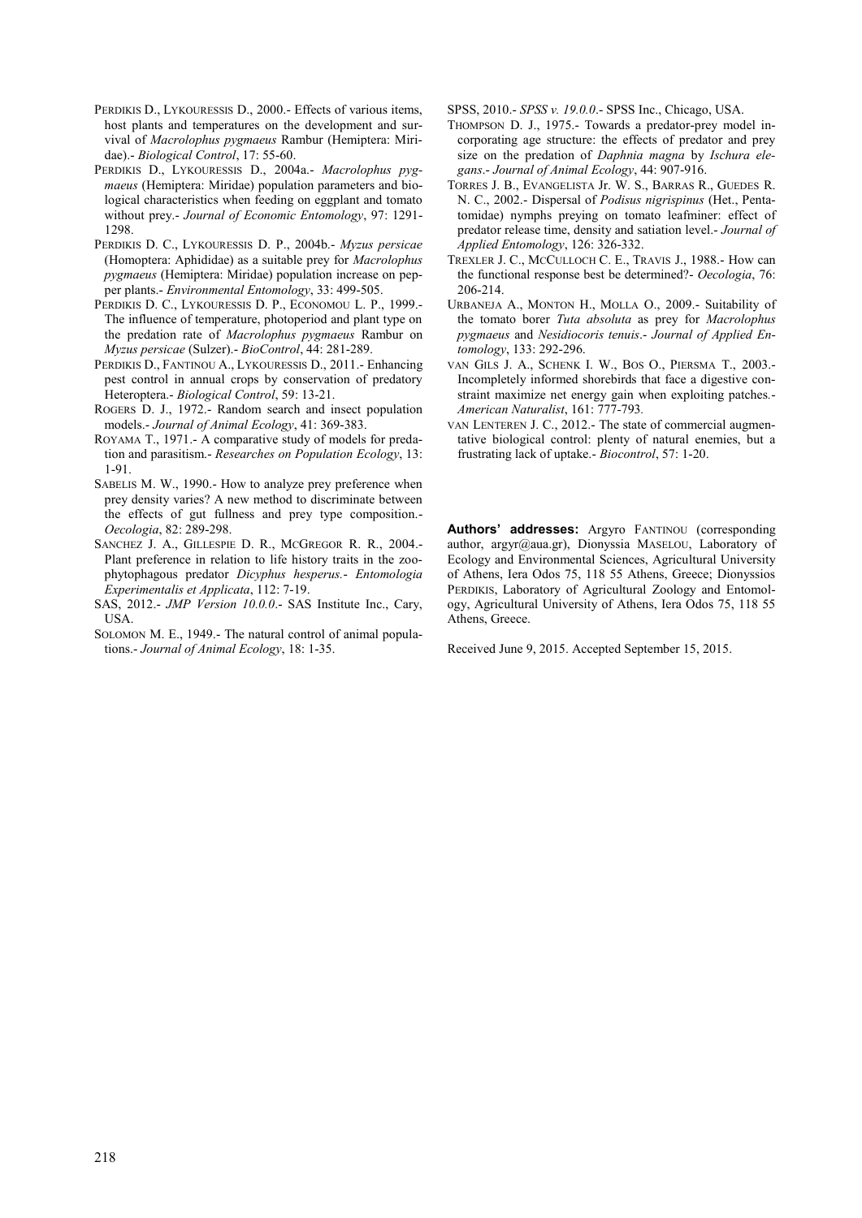PERDIKIS D., LYKOURESSIS D., 2000.- Effects of various items, host plants and temperatures on the development and survival of *Macrolophus pygmaeus* Rambur (Hemiptera: Miridae).- *Biological Control*, 17: 55-60.

PERDIKIS D., LYKOURESSIS D., 2004a.- *Macrolophus pygmaeus* (Hemiptera: Miridae) population parameters and biological characteristics when feeding on eggplant and tomato without prey.- *Journal of Economic Entomology*, 97: 1291-1298.

PERDIKIS D. C., LYKOURESSIS D. P., 2004b.- *Myzus persicae* (Homoptera: Aphididae) as a suitable prey for *Macrolophus pygmaeus* (Hemiptera: Miridae) population increase on pepper plants.- *Environmental Entomology*, 33: 499-505.

PERDIKIS D. C., LYKOURESSIS D. P., ECONOMOU L. P., 1999.- The influence of temperature, photoperiod and plant type on the predation rate of *Macrolophus pygmaeus* Rambur on *Myzus persicae* (Sulzer).- *BioControl*, 44: 281-289.

PERDIKIS D., FANTINOU A., LYKOURESSIS D., 2011.- Enhancing pest control in annual crops by conservation of predatory Heteroptera.- *Biological Control*, 59: 13-21.

ROGERS D. J., 1972.- Random search and insect population models.- *Journal of Animal Ecology*, 41: 369-383.

ROYAMA T., 1971.- A comparative study of models for predation and parasitism.- *Researches on Population Ecology*, 13: 1-91.

SABELIS M. W., 1990.- How to analyze prey preference when prey density varies? A new method to discriminate between the effects of gut fullness and prey type composition.- *Oecologia*, 82: 289-298.

SANCHEZ J. A., GILLESPIE D. R., MCGREGOR R. R., 2004.- Plant preference in relation to life history traits in the zoophytophagous predator *Dicyphus hesperus*.- *Entomologia Experimentalis et Applicata*, 112: 7-19.

SAS, 2012.- *JMP Version 10.0.0*.- SAS Institute Inc., Cary, USA.

SOLOMON M. E., 1949.- The natural control of animal populations.- *Journal of Animal Ecology*, 18: 1-35.

SPSS, 2010.- *SPSS v. 19.0.0*.- SPSS Inc., Chicago, USA.

THOMPSON D. J., 1975.- Towards a predator-prey model incorporating age structure: the effects of predator and prey size on the predation of *Daphnia magna* by *Ischura elegans*.- *Journal of Animal Ecology*, 44: 907-916.

TORRES J. B., EVANGELISTA Jr. W. S., BARRAS R., GUEDES R. N. C., 2002.- Dispersal of *Podisus nigrispinus* (Het., Pentatomidae) nymphs preying on tomato leafminer: effect of predator release time, density and satiation level.- *Journal of Applied Entomology*, 126: 326-332.

TREXLER J. C., MCCULLOCH C. E., TRAVIS J., 1988.- How can the functional response best be determined?- *Oecologia*, 76: 206-214.

URBANEJA A., MONTON H., MOLLA O., 2009.- Suitability of the tomato borer *Tuta absoluta* as prey for *Macrolophus pygmaeus* and *Nesidiocoris tenuis*.- *Journal of Applied Entomology*, 133: 292-296.

VAN GILS J. A., SCHENK I. W., BOS O., PIERSMA T., 2003.- Incompletely informed shorebirds that face a digestive constraint maximize net energy gain when exploiting patches.- *American Naturalist*, 161: 777-793.

VAN LENTEREN J. C., 2012.- The state of commercial augmentative biological control: plenty of natural enemies, but a frustrating lack of uptake.- *Biocontrol*, 57: 1-20.

**Authors' addresses:** Argyro FANTINOU (corresponding author, argyr@aua.gr), Dionyssia MASELOU, Laboratory of Ecology and Environmental Sciences, Agricultural University of Athens, Iera Odos 75, 118 55 Athens, Greece; Dionyssios PERDIKIS, Laboratory of Agricultural Zoology and Entomology, Agricultural University of Athens, Iera Odos 75, 118 55 Athens, Greece.

Received June 9, 2015. Accepted September 15, 2015.